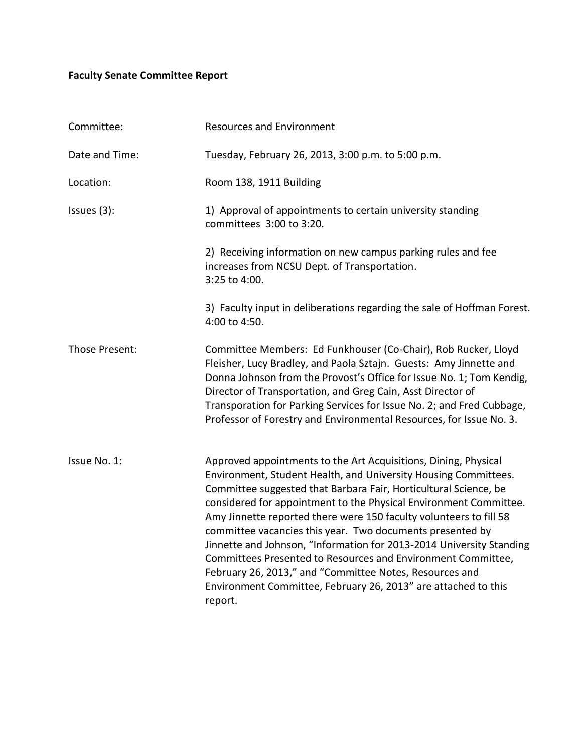**Faculty Senate Committee Report**

| | |
|---|---|
| Committee: | Resources and Environment |
| Date and Time: | Tuesday, February 26, 2013, 3:00 p.m. to 5:00 p.m. |
| Location: | Room 138, 1911 Building |
| Issues (3): | 1) Approval of appointments to certain university standing committees 3:00 to 3:20.<br><br>2) Receiving information on new campus parking rules and fee increases from NCSU Dept. of Transportation. 3:25 to 4:00.<br><br>3) Faculty input in deliberations regarding the sale of Hoffman Forest. 4:00 to 4:50. |
| Those Present: | Committee Members: Ed Funkhouser (Co-Chair), Rob Rucker, Lloyd Fleisher, Lucy Bradley, and Paola Sztajn. Guests: Amy Jinnette and Donna Johnson from the Provost's Office for Issue No. 1; Tom Kendig, Director of Transportation, and Greg Cain, Asst Director of Transporation for Parking Services for Issue No. 2; and Fred Cubbage, Professor of Forestry and Environmental Resources, for Issue No. 3. |
| Issue No. 1: | Approved appointments to the Art Acquisitions, Dining, Physical Environment, Student Health, and University Housing Committees. Committee suggested that Barbara Fair, Horticultural Science, be considered for appointment to the Physical Environment Committee. Amy Jinnette reported there were 150 faculty volunteers to fill 58 committee vacancies this year. Two documents presented by Jinnette and Johnson, "Information for 2013-2014 University Standing Committees Presented to Resources and Environment Committee, February 26, 2013," and "Committee Notes, Resources and Environment Committee, February 26, 2013" are attached to this report. |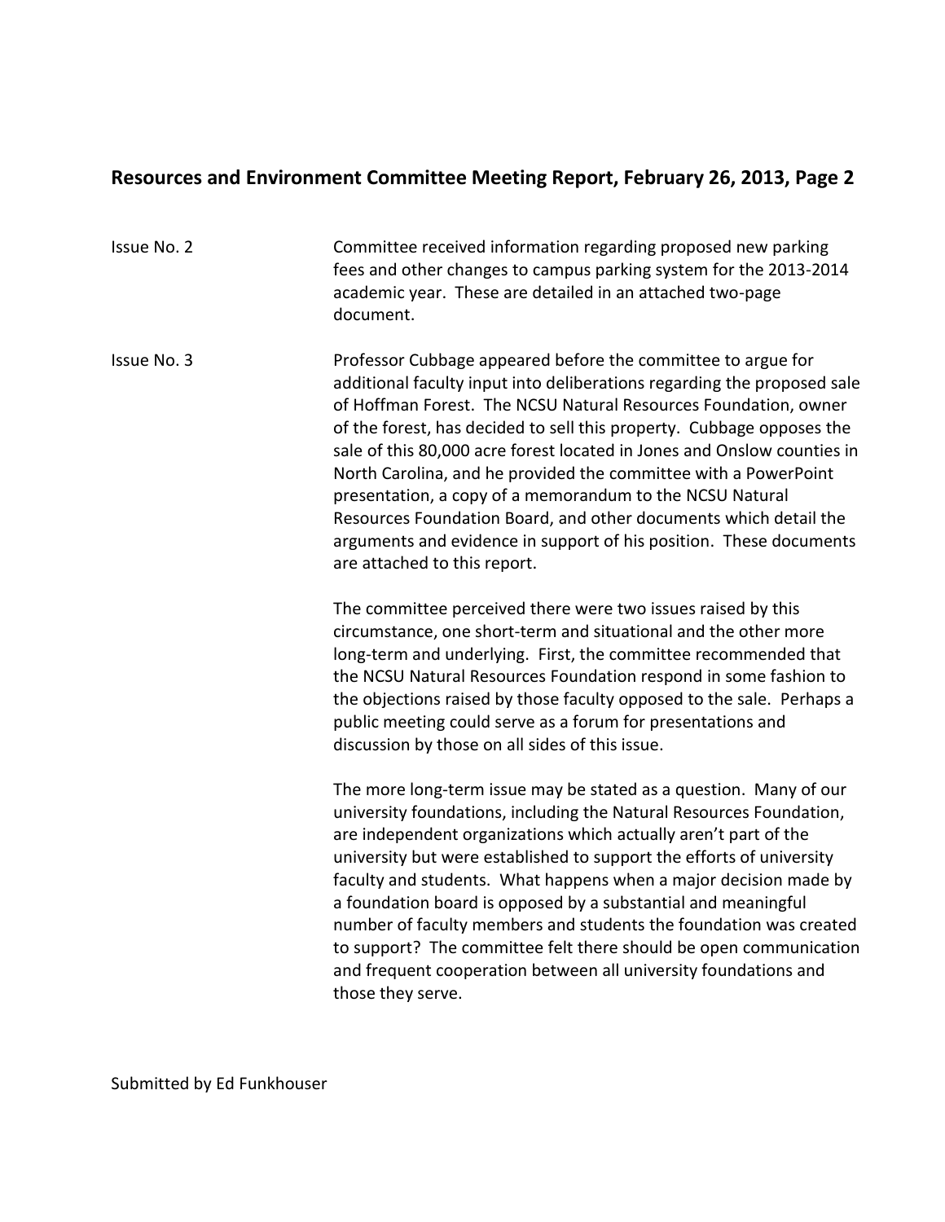## Resources and Environment Committee Meeting Report, February 26, 2013, Page 2

**Issue No. 2**

Committee received information regarding proposed new parking fees and other changes to campus parking system for the 2013-2014 academic year. These are detailed in an attached two-page document.

**Issue No. 3**

Professor Cubbage appeared before the committee to argue for additional faculty input into deliberations regarding the proposed sale of Hoffman Forest. The NCSU Natural Resources Foundation, owner of the forest, has decided to sell this property. Cubbage opposes the sale of this 80,000 acre forest located in Jones and Onslow counties in North Carolina, and he provided the committee with a PowerPoint presentation, a copy of a memorandum to the NCSU Natural Resources Foundation Board, and other documents which detail the arguments and evidence in support of his position. These documents are attached to this report.

The committee perceived there were two issues raised by this circumstance, one short-term and situational and the other more long-term and underlying. First, the committee recommended that the NCSU Natural Resources Foundation respond in some fashion to the objections raised by those faculty opposed to the sale. Perhaps a public meeting could serve as a forum for presentations and discussion by those on all sides of this issue.

The more long-term issue may be stated as a question. Many of our university foundations, including the Natural Resources Foundation, are independent organizations which actually aren't part of the university but were established to support the efforts of university faculty and students. What happens when a major decision made by a foundation board is opposed by a substantial and meaningful number of faculty members and students the foundation was created to support? The committee felt there should be open communication and frequent cooperation between all university foundations and those they serve.

Submitted by Ed Funkhouser